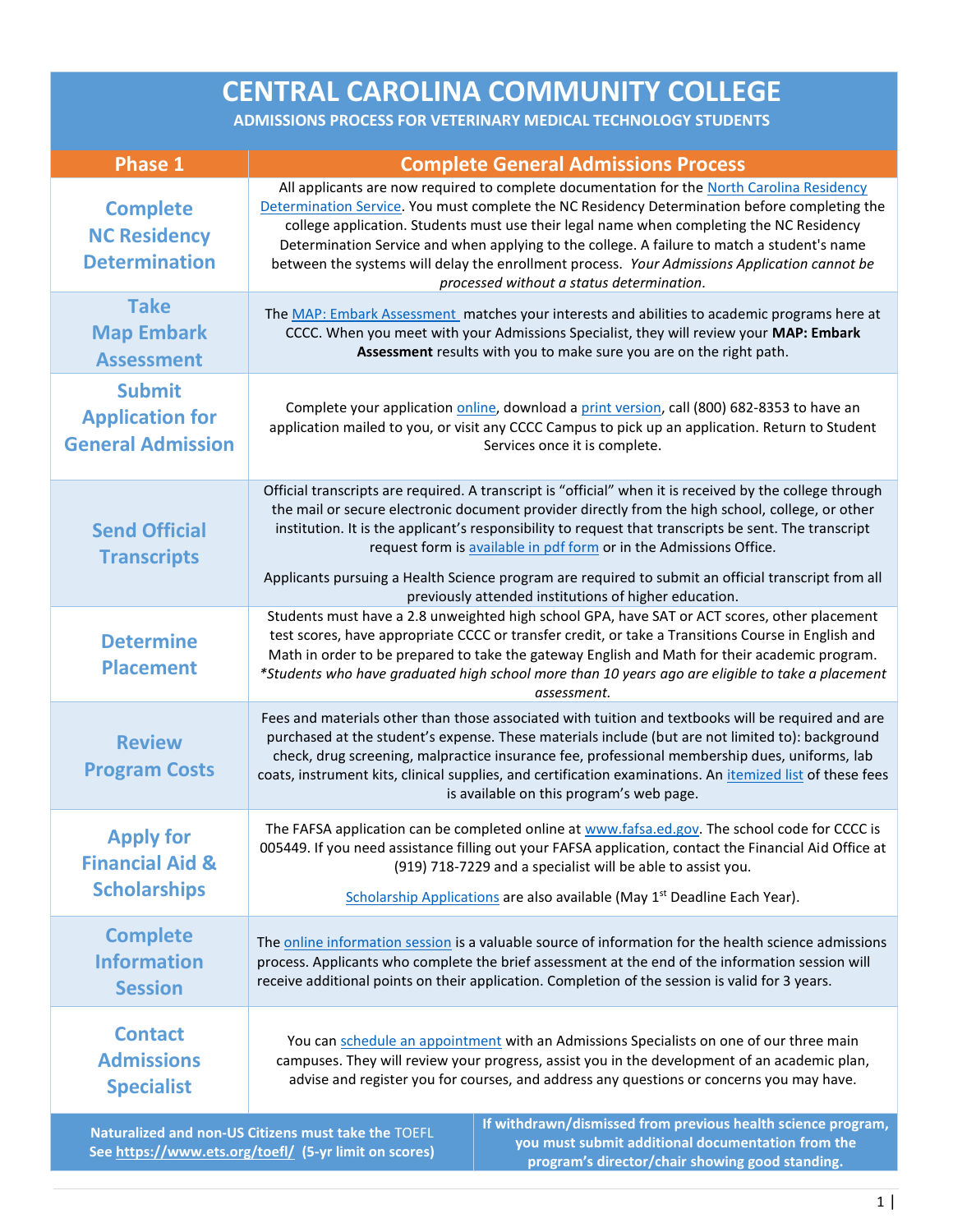# CENTRAL CAROLINA COMMUNITY COLLEGE

## ADMISSIONS PROCESS FOR VETERINARY MEDICAL TECHNOLOGY STUDENTS

| Phase 1 | Complete General Admissions Process |
|---|---|
| **Complete NC Residency Determination** | All applicants are now required to complete documentation for the North Carolina Residency Determination Service. You must complete the NC Residency Determination before completing the college application. Students must use their legal name when completing the NC Residency Determination Service and when applying to the college. A failure to match a student's name between the systems will delay the enrollment process. *Your Admissions Application cannot be processed without a status determination.* |
| **Take Map Embark Assessment** | The MAP: Embark Assessment matches your interests and abilities to academic programs here at CCCC. When you meet with your Admissions Specialist, they will review your **MAP: Embark Assessment** results with you to make sure you are on the right path. |
| **Submit Application for General Admission** | Complete your application online, download a print version, call (800) 682-8353 to have an application mailed to you, or visit any CCCC Campus to pick up an application. Return to Student Services once it is complete. |
| **Send Official Transcripts** | Official transcripts are required. A transcript is "official" when it is received by the college through the mail or secure electronic document provider directly from the high school, college, or other institution. It is the applicant's responsibility to request that transcripts be sent. The transcript request form is available in pdf form or in the Admissions Office.<br><br>Applicants pursuing a Health Science program are required to submit an official transcript from all previously attended institutions of higher education. |
| **Determine Placement** | Students must have a 2.8 unweighted high school GPA, have SAT or ACT scores, other placement test scores, have appropriate CCCC or transfer credit, or take a Transitions Course in English and Math in order to be prepared to take the gateway English and Math for their academic program. *\*Students who have graduated high school more than 10 years ago are eligible to take a placement assessment.* |
| **Review Program Costs** | Fees and materials other than those associated with tuition and textbooks will be required and are purchased at the student's expense. These materials include (but are not limited to): background check, drug screening, malpractice insurance fee, professional membership dues, uniforms, lab coats, instrument kits, clinical supplies, and certification examinations. An itemized list of these fees is available on this program's web page. |
| **Apply for Financial Aid & Scholarships** | The FAFSA application can be completed online at www.fafsa.ed.gov. The school code for CCCC is 005449. If you need assistance filling out your FAFSA application, contact the Financial Aid Office at (919) 718-7229 and a specialist will be able to assist you.<br><br>Scholarship Applications are also available (May 1st Deadline Each Year). |
| **Complete Information Session** | The online information session is a valuable source of information for the health science admissions process. Applicants who complete the brief assessment at the end of the information session will receive additional points on their application. Completion of the session is valid for 3 years. |
| **Contact Admissions Specialist** | You can schedule an appointment with an Admissions Specialists on one of our three main campuses. They will review your progress, assist you in the development of an academic plan, advise and register you for courses, and address any questions or concerns you may have. |

**Naturalized and non-US Citizens must take the** TOEFL **See https://www.ets.org/toefl/ (5-yr limit on scores)**

**If withdrawn/dismissed from previous health science program, you must submit additional documentation from the program's director/chair showing good standing.**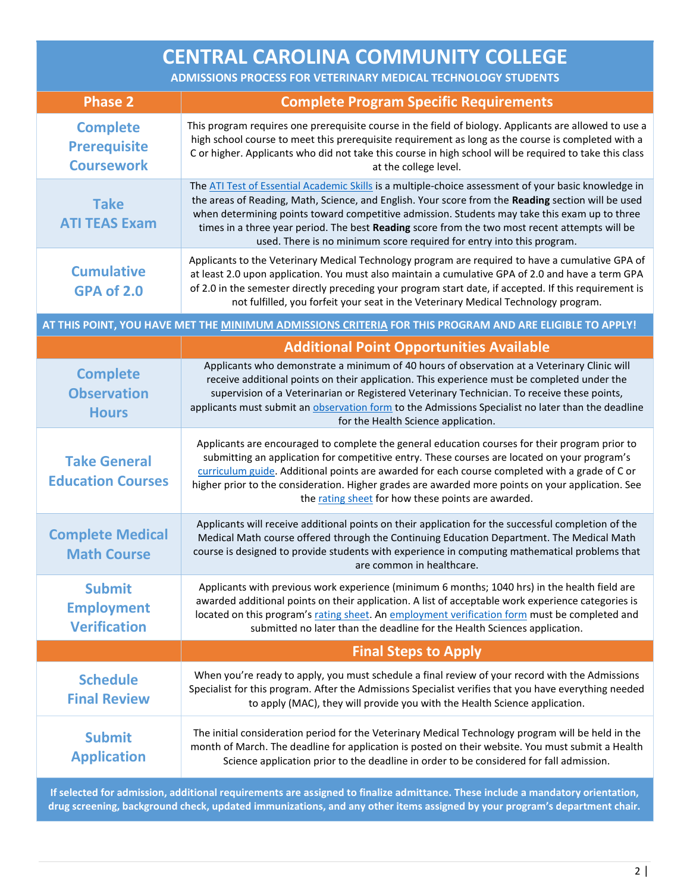# CENTRAL CAROLINA COMMUNITY COLLEGE

## ADMISSIONS PROCESS FOR VETERINARY MEDICAL TECHNOLOGY STUDENTS

| Phase 2 | Complete Program Specific Requirements |
| --- | --- |
| **Complete Prerequisite Coursework** | This program requires one prerequisite course in the field of biology. Applicants are allowed to use a high school course to meet this prerequisite requirement as long as the course is completed with a C or higher. Applicants who did not take this course in high school will be required to take this class at the college level. |
| **Take ATI TEAS Exam** | The ATI Test of Essential Academic Skills is a multiple-choice assessment of your basic knowledge in the areas of Reading, Math, Science, and English. Your score from the **Reading** section will be used when determining points toward competitive admission. Students may take this exam up to three times in a three year period. The best **Reading** score from the two most recent attempts will be used. There is no minimum score required for entry into this program. |
| **Cumulative GPA of 2.0** | Applicants to the Veterinary Medical Technology program are required to have a cumulative GPA of at least 2.0 upon application. You must also maintain a cumulative GPA of 2.0 and have a term GPA of 2.0 in the semester directly preceding your program start date, if accepted. If this requirement is not fulfilled, you forfeit your seat in the Veterinary Medical Technology program. |

**AT THIS POINT, YOU HAVE MET THE MINIMUM ADMISSIONS CRITERIA FOR THIS PROGRAM AND ARE ELIGIBLE TO APPLY!**

| | Additional Point Opportunities Available |
| --- | --- |
| **Complete Observation Hours** | Applicants who demonstrate a minimum of 40 hours of observation at a Veterinary Clinic will receive additional points on their application. This experience must be completed under the supervision of a Veterinarian or Registered Veterinary Technician. To receive these points, applicants must submit an observation form to the Admissions Specialist no later than the deadline for the Health Science application. |
| **Take General Education Courses** | Applicants are encouraged to complete the general education courses for their program prior to submitting an application for competitive entry. These courses are located on your program's curriculum guide. Additional points are awarded for each course completed with a grade of C or higher prior to the consideration. Higher grades are awarded more points on your application. See the rating sheet for how these points are awarded. |
| **Complete Medical Math Course** | Applicants will receive additional points on their application for the successful completion of the Medical Math course offered through the Continuing Education Department. The Medical Math course is designed to provide students with experience in computing mathematical problems that are common in healthcare. |
| **Submit Employment Verification** | Applicants with previous work experience (minimum 6 months; 1040 hrs) in the health field are awarded additional points on their application. A list of acceptable work experience categories is located on this program's rating sheet. An employment verification form must be completed and submitted no later than the deadline for the Health Sciences application. |

| | Final Steps to Apply |
| --- | --- |
| **Schedule Final Review** | When you're ready to apply, you must schedule a final review of your record with the Admissions Specialist for this program. After the Admissions Specialist verifies that you have everything needed to apply (MAC), they will provide you with the Health Science application. |
| **Submit Application** | The initial consideration period for the Veterinary Medical Technology program will be held in the month of March. The deadline for application is posted on their website. You must submit a Health Science application prior to the deadline in order to be considered for fall admission. |

**If selected for admission, additional requirements are assigned to finalize admittance. These include a mandatory orientation, drug screening, background check, updated immunizations, and any other items assigned by your program's department chair.**